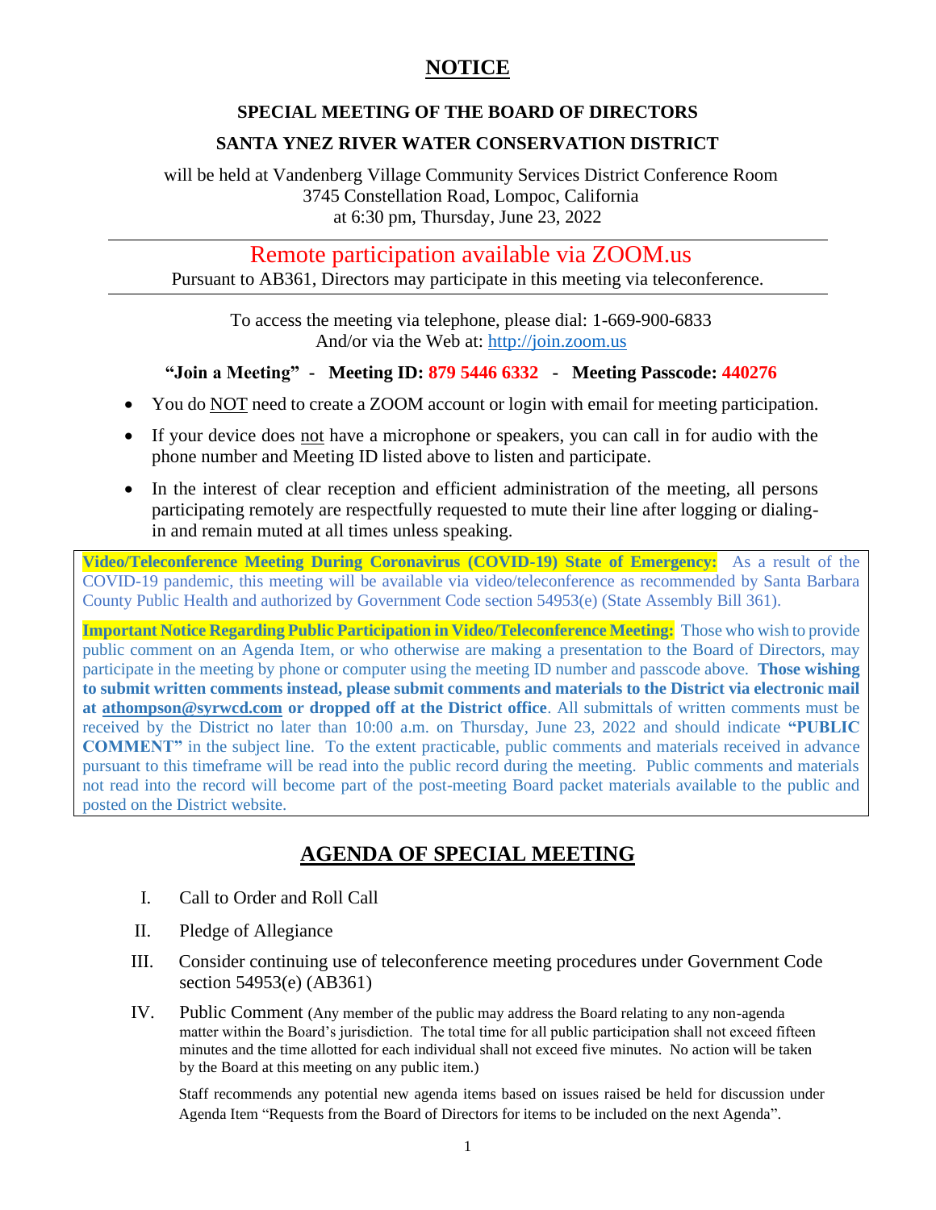# NOTICE

## SPECIAL MEETING OF THE BOARD OF DIRECTORS

## SANTA YNEZ RIVER WATER CONSERVATION DISTRICT

will be held at Vandenberg Village Community Services District Conference Room
3745 Constellation Road, Lompoc, California
at 6:30 pm, Thursday, June 23, 2022

---

Remote participation available via ZOOM.us

Pursuant to AB361, Directors may participate in this meeting via teleconference.

---

To access the meeting via telephone, please dial: 1-669-900-6833
And/or via the Web at: http://join.zoom.us

**"Join a Meeting" - Meeting ID: 879 5446 6332 - Meeting Passcode: 440276**

- You do NOT need to create a ZOOM account or login with email for meeting participation.
- If your device does not have a microphone or speakers, you can call in for audio with the phone number and Meeting ID listed above to listen and participate.
- In the interest of clear reception and efficient administration of the meeting, all persons participating remotely are respectfully requested to mute their line after logging or dialing-in and remain muted at all times unless speaking.

**Video/Teleconference Meeting During Coronavirus (COVID-19) State of Emergency:** As a result of the COVID-19 pandemic, this meeting will be available via video/teleconference as recommended by Santa Barbara County Public Health and authorized by Government Code section 54953(e) (State Assembly Bill 361).

**Important Notice Regarding Public Participation in Video/Teleconference Meeting:** Those who wish to provide public comment on an Agenda Item, or who otherwise are making a presentation to the Board of Directors, may participate in the meeting by phone or computer using the meeting ID number and passcode above. **Those wishing to submit written comments instead, please submit comments and materials to the District via electronic mail at athompson@syrwcd.com or dropped off at the District office**. All submittals of written comments must be received by the District no later than 10:00 a.m. on Thursday, June 23, 2022 and should indicate **"PUBLIC COMMENT"** in the subject line. To the extent practicable, public comments and materials received in advance pursuant to this timeframe will be read into the public record during the meeting. Public comments and materials not read into the record will become part of the post-meeting Board packet materials available to the public and posted on the District website.

# AGENDA OF SPECIAL MEETING

I. Call to Order and Roll Call

II. Pledge of Allegiance

III. Consider continuing use of teleconference meeting procedures under Government Code section 54953(e) (AB361)

IV. Public Comment (Any member of the public may address the Board relating to any non-agenda matter within the Board's jurisdiction. The total time for all public participation shall not exceed fifteen minutes and the time allotted for each individual shall not exceed five minutes. No action will be taken by the Board at this meeting on any public item.)

Staff recommends any potential new agenda items based on issues raised be held for discussion under Agenda Item "Requests from the Board of Directors for items to be included on the next Agenda".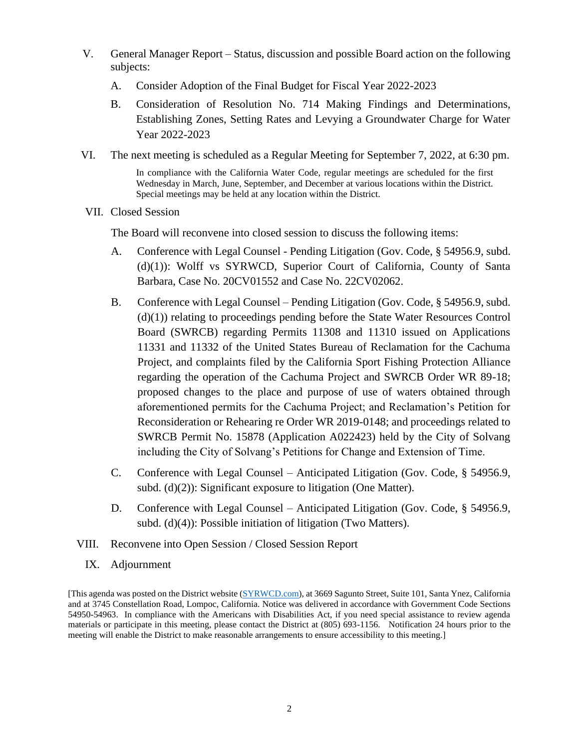V. General Manager Report – Status, discussion and possible Board action on the following subjects:

   A. Consider Adoption of the Final Budget for Fiscal Year 2022-2023

   B. Consideration of Resolution No. 714 Making Findings and Determinations, Establishing Zones, Setting Rates and Levying a Groundwater Charge for Water Year 2022-2023

VI. The next meeting is scheduled as a Regular Meeting for September 7, 2022, at 6:30 pm.

   In compliance with the California Water Code, regular meetings are scheduled for the first Wednesday in March, June, September, and December at various locations within the District. Special meetings may be held at any location within the District.

VII. Closed Session

   The Board will reconvene into closed session to discuss the following items:

   A. Conference with Legal Counsel - Pending Litigation (Gov. Code, § 54956.9, subd. (d)(1)): Wolff vs SYRWCD, Superior Court of California, County of Santa Barbara, Case No. 20CV01552 and Case No. 22CV02062.

   B. Conference with Legal Counsel – Pending Litigation (Gov. Code, § 54956.9, subd. (d)(1)) relating to proceedings pending before the State Water Resources Control Board (SWRCB) regarding Permits 11308 and 11310 issued on Applications 11331 and 11332 of the United States Bureau of Reclamation for the Cachuma Project, and complaints filed by the California Sport Fishing Protection Alliance regarding the operation of the Cachuma Project and SWRCB Order WR 89-18; proposed changes to the place and purpose of use of waters obtained through aforementioned permits for the Cachuma Project; and Reclamation's Petition for Reconsideration or Rehearing re Order WR 2019-0148; and proceedings related to SWRCB Permit No. 15878 (Application A022423) held by the City of Solvang including the City of Solvang's Petitions for Change and Extension of Time.

   C. Conference with Legal Counsel – Anticipated Litigation (Gov. Code, § 54956.9, subd. (d)(2)): Significant exposure to litigation (One Matter).

   D. Conference with Legal Counsel – Anticipated Litigation (Gov. Code, § 54956.9, subd. (d)(4)): Possible initiation of litigation (Two Matters).

VIII. Reconvene into Open Session / Closed Session Report

IX. Adjournment

[This agenda was posted on the District website (SYRWCD.com), at 3669 Sagunto Street, Suite 101, Santa Ynez, California and at 3745 Constellation Road, Lompoc, California. Notice was delivered in accordance with Government Code Sections 54950-54963. In compliance with the Americans with Disabilities Act, if you need special assistance to review agenda materials or participate in this meeting, please contact the District at (805) 693-1156. Notification 24 hours prior to the meeting will enable the District to make reasonable arrangements to ensure accessibility to this meeting.]